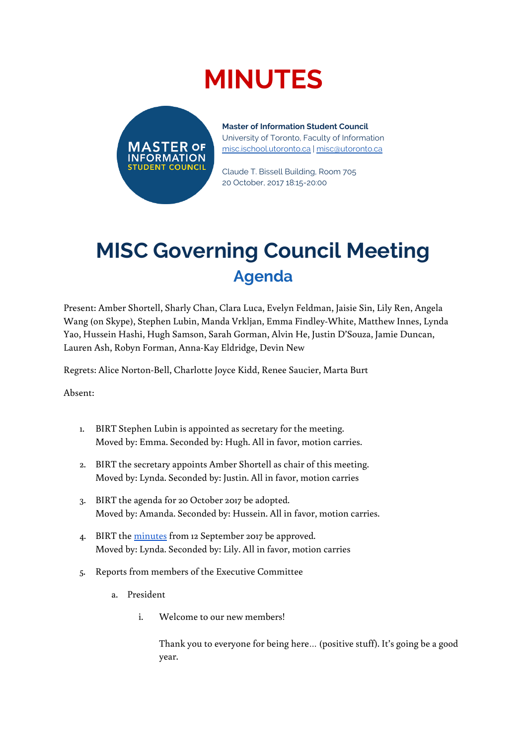# MINUTES

**Master of Information Student Council**
University of Toronto, Faculty of Information
misc.ischool.utoronto.ca | misc@utoronto.ca

Claude T. Bissell Building, Room 705
20 October, 2017 18:15-20:00

# MISC Governing Council Meeting

## Agenda

Present: Amber Shortell, Sharly Chan, Clara Luca, Evelyn Feldman, Jaisie Sin, Lily Ren, Angela Wang (on Skype), Stephen Lubin, Manda Vrkljan, Emma Findley-White, Matthew Innes, Lynda Yao, Hussein Hashi, Hugh Samson, Sarah Gorman, Alvin He, Justin D'Souza, Jamie Duncan, Lauren Ash, Robyn Forman, Anna-Kay Eldridge, Devin New

Regrets: Alice Norton-Bell, Charlotte Joyce Kidd, Renee Saucier, Marta Burt

Absent:

1. BIRT Stephen Lubin is appointed as secretary for the meeting.
   Moved by: Emma. Seconded by: Hugh. All in favor, motion carries.
2. BIRT the secretary appoints Amber Shortell as chair of this meeting.
   Moved by: Lynda. Seconded by: Justin. All in favor, motion carries
3. BIRT the agenda for 20 October 2017 be adopted.
   Moved by: Amanda. Seconded by: Hussein. All in favor, motion carries.
4. BIRT the minutes from 12 September 2017 be approved.
   Moved by: Lynda. Seconded by: Lily. All in favor, motion carries
5. Reports from members of the Executive Committee
   a. President
      i. Welcome to our new members!

         Thank you to everyone for being here… (positive stuff). It's going be a good year.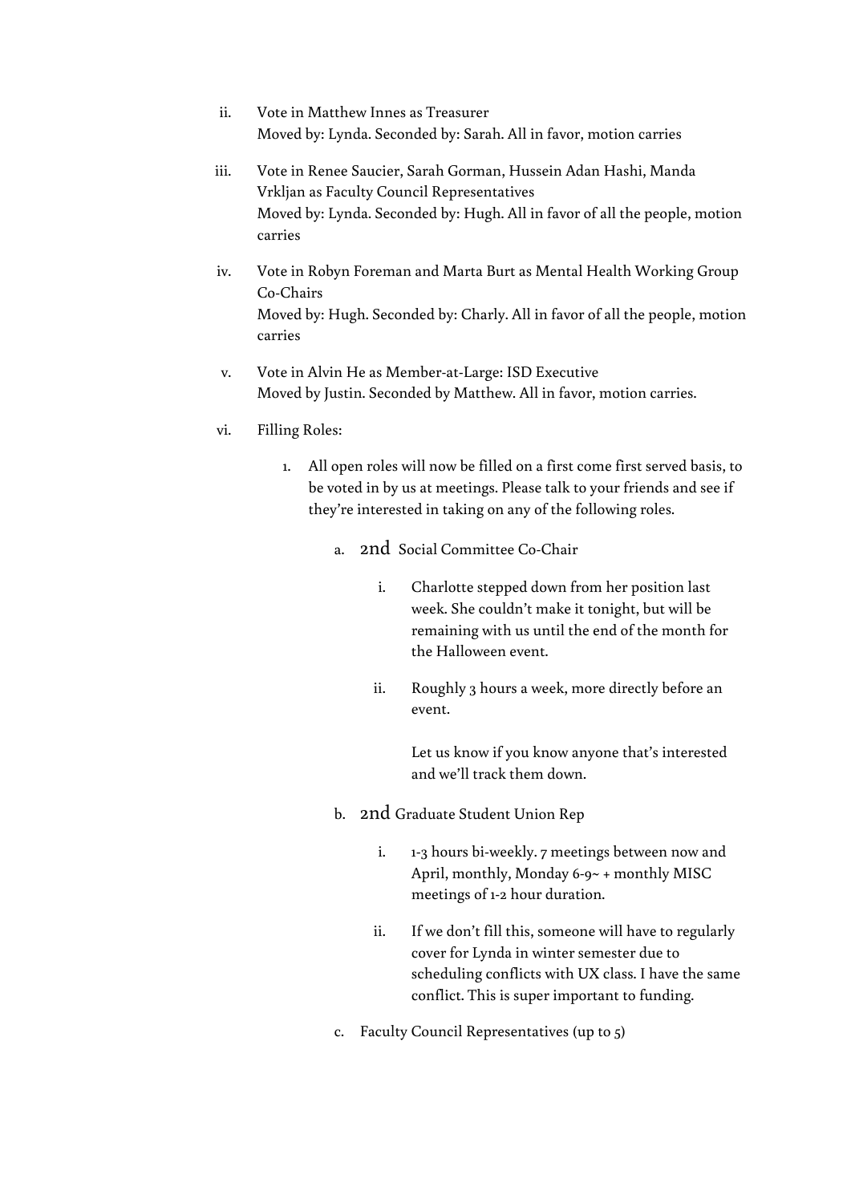ii. Vote in Matthew Innes as Treasurer
    Moved by: Lynda. Seconded by: Sarah. All in favor, motion carries

iii. Vote in Renee Saucier, Sarah Gorman, Hussein Adan Hashi, Manda Vrkljan as Faculty Council Representatives
    Moved by: Lynda. Seconded by: Hugh. All in favor of all the people, motion carries

iv. Vote in Robyn Foreman and Marta Burt as Mental Health Working Group Co-Chairs
    Moved by: Hugh. Seconded by: Charly. All in favor of all the people, motion carries

v. Vote in Alvin He as Member-at-Large: ISD Executive
    Moved by Justin. Seconded by Matthew. All in favor, motion carries.

vi. Filling Roles:

1. All open roles will now be filled on a first come first served basis, to be voted in by us at meetings. Please talk to your friends and see if they're interested in taking on any of the following roles.

    a. 2nd Social Committee Co-Chair

        i. Charlotte stepped down from her position last week. She couldn't make it tonight, but will be remaining with us until the end of the month for the Halloween event.

        ii. Roughly 3 hours a week, more directly before an event.

            Let us know if you know anyone that's interested and we'll track them down.

    b. 2nd Graduate Student Union Rep

        i. 1-3 hours bi-weekly. 7 meetings between now and April, monthly, Monday 6-9~ + monthly MISC meetings of 1-2 hour duration.

        ii. If we don't fill this, someone will have to regularly cover for Lynda in winter semester due to scheduling conflicts with UX class. I have the same conflict. This is super important to funding.

    c. Faculty Council Representatives (up to 5)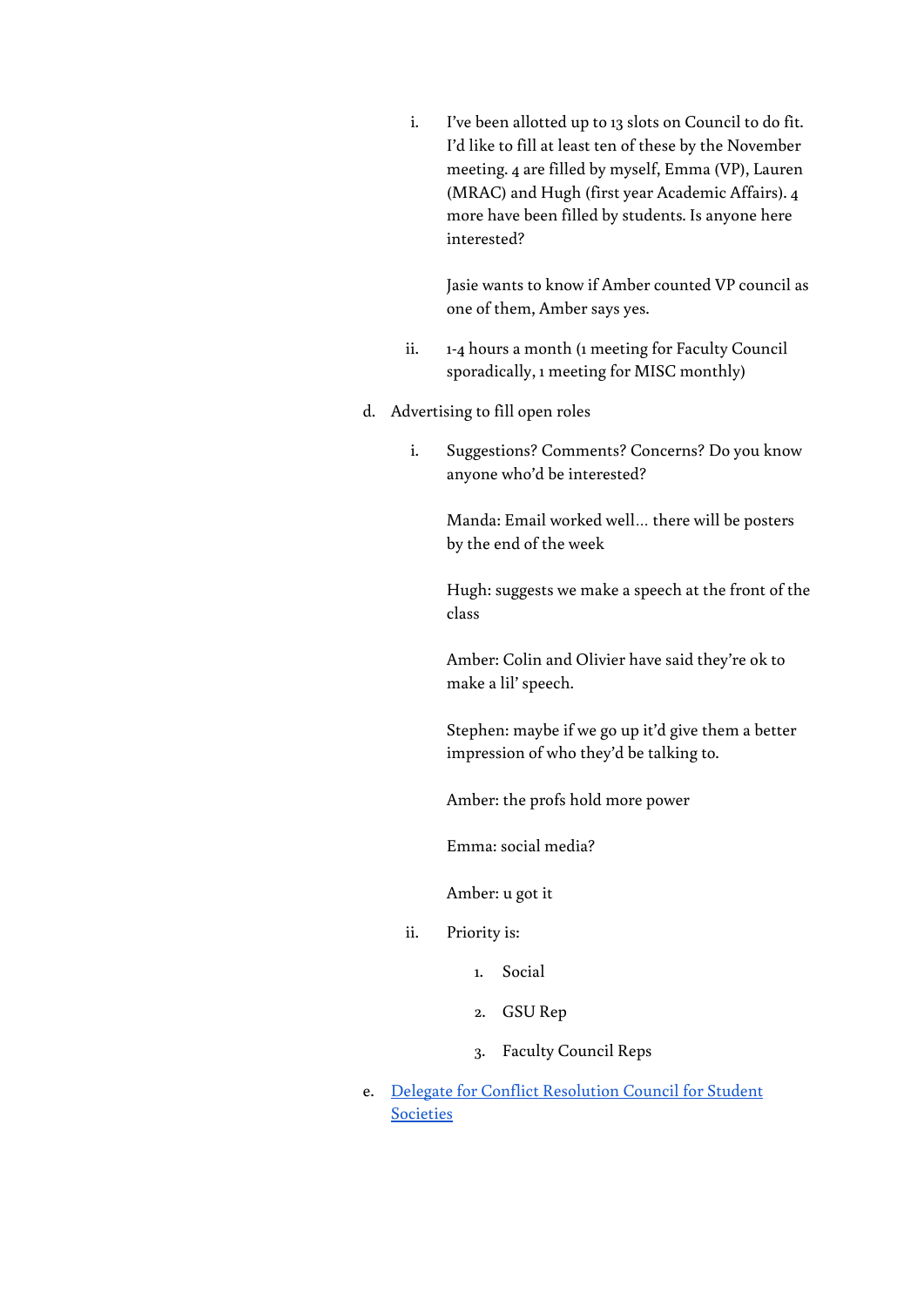i. I've been allotted up to 13 slots on Council to do fit. I'd like to fill at least ten of these by the November meeting. 4 are filled by myself, Emma (VP), Lauren (MRAC) and Hugh (first year Academic Affairs). 4 more have been filled by students. Is anyone here interested?

      Jasie wants to know if Amber counted VP council as one of them, Amber says yes.

   ii. 1-4 hours a month (1 meeting for Faculty Council sporadically, 1 meeting for MISC monthly)

d. Advertising to fill open roles

   i. Suggestions? Comments? Concerns? Do you know anyone who'd be interested?

      Manda: Email worked well… there will be posters by the end of the week

      Hugh: suggests we make a speech at the front of the class

      Amber: Colin and Olivier have said they're ok to make a lil' speech.

      Stephen: maybe if we go up it'd give them a better impression of who they'd be talking to.

      Amber: the profs hold more power

      Emma: social media?

      Amber: u got it

   ii. Priority is:

      1. Social
      2. GSU Rep
      3. Faculty Council Reps

e. [Delegate for Conflict Resolution Council for Student Societies]()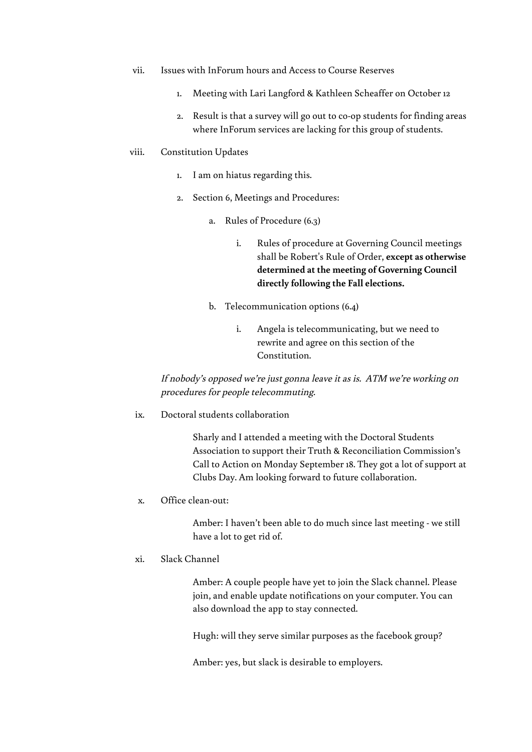vii. Issues with InForum hours and Access to Course Reserves

1. Meeting with Lari Langford & Kathleen Scheaffer on October 12
2. Result is that a survey will go out to co-op students for finding areas where InForum services are lacking for this group of students.

viii. Constitution Updates

1. I am on hiatus regarding this.
2. Section 6, Meetings and Procedures:
    a. Rules of Procedure (6.3)
        i. Rules of procedure at Governing Council meetings shall be Robert's Rule of Order, **except as otherwise determined at the meeting of Governing Council directly following the Fall elections.**
    b. Telecommunication options (6.4)
        i. Angela is telecommunicating, but we need to rewrite and agree on this section of the Constitution.

*If nobody's opposed we're just gonna leave it as is. ATM we're working on procedures for people telecommuting.*

ix. Doctoral students collaboration

Sharly and I attended a meeting with the Doctoral Students Association to support their Truth & Reconciliation Commission's Call to Action on Monday September 18. They got a lot of support at Clubs Day. Am looking forward to future collaboration.

x. Office clean-out:

Amber: I haven't been able to do much since last meeting - we still have a lot to get rid of.

xi. Slack Channel

Amber: A couple people have yet to join the Slack channel. Please join, and enable update notifications on your computer. You can also download the app to stay connected.

Hugh: will they serve similar purposes as the facebook group?

Amber: yes, but slack is desirable to employers.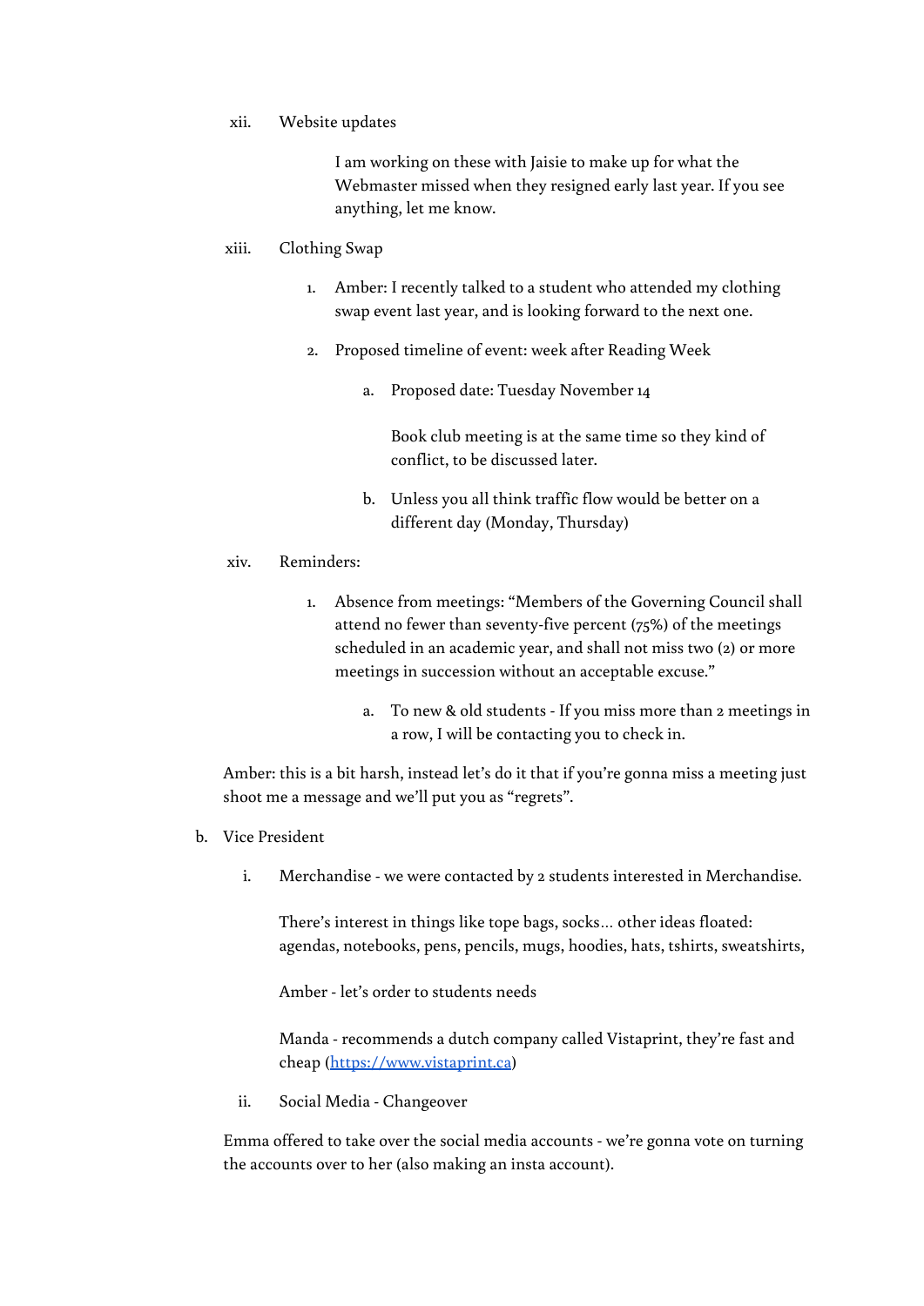xii. Website updates

   I am working on these with Jaisie to make up for what the Webmaster missed when they resigned early last year. If you see anything, let me know.

xiii. Clothing Swap

   1. Amber: I recently talked to a student who attended my clothing swap event last year, and is looking forward to the next one.
   2. Proposed timeline of event: week after Reading Week
      a. Proposed date: Tuesday November 14

         Book club meeting is at the same time so they kind of conflict, to be discussed later.

      b. Unless you all think traffic flow would be better on a different day (Monday, Thursday)

xiv. Reminders:

   1. Absence from meetings: "Members of the Governing Council shall attend no fewer than seventy-five percent (75%) of the meetings scheduled in an academic year, and shall not miss two (2) or more meetings in succession without an acceptable excuse."
      a. To new & old students - If you miss more than 2 meetings in a row, I will be contacting you to check in.

Amber: this is a bit harsh, instead let's do it that if you're gonna miss a meeting just shoot me a message and we'll put you as "regrets".

b. Vice President

   i. Merchandise - we were contacted by 2 students interested in Merchandise.

      There's interest in things like tope bags, socks... other ideas floated: agendas, notebooks, pens, pencils, mugs, hoodies, hats, tshirts, sweatshirts,

      Amber - let's order to students needs

      Manda - recommends a dutch company called Vistaprint, they're fast and cheap ([https://www.vistaprint.ca](https://www.vistaprint.ca))

   ii. Social Media - Changeover

Emma offered to take over the social media accounts - we're gonna vote on turning the accounts over to her (also making an insta account).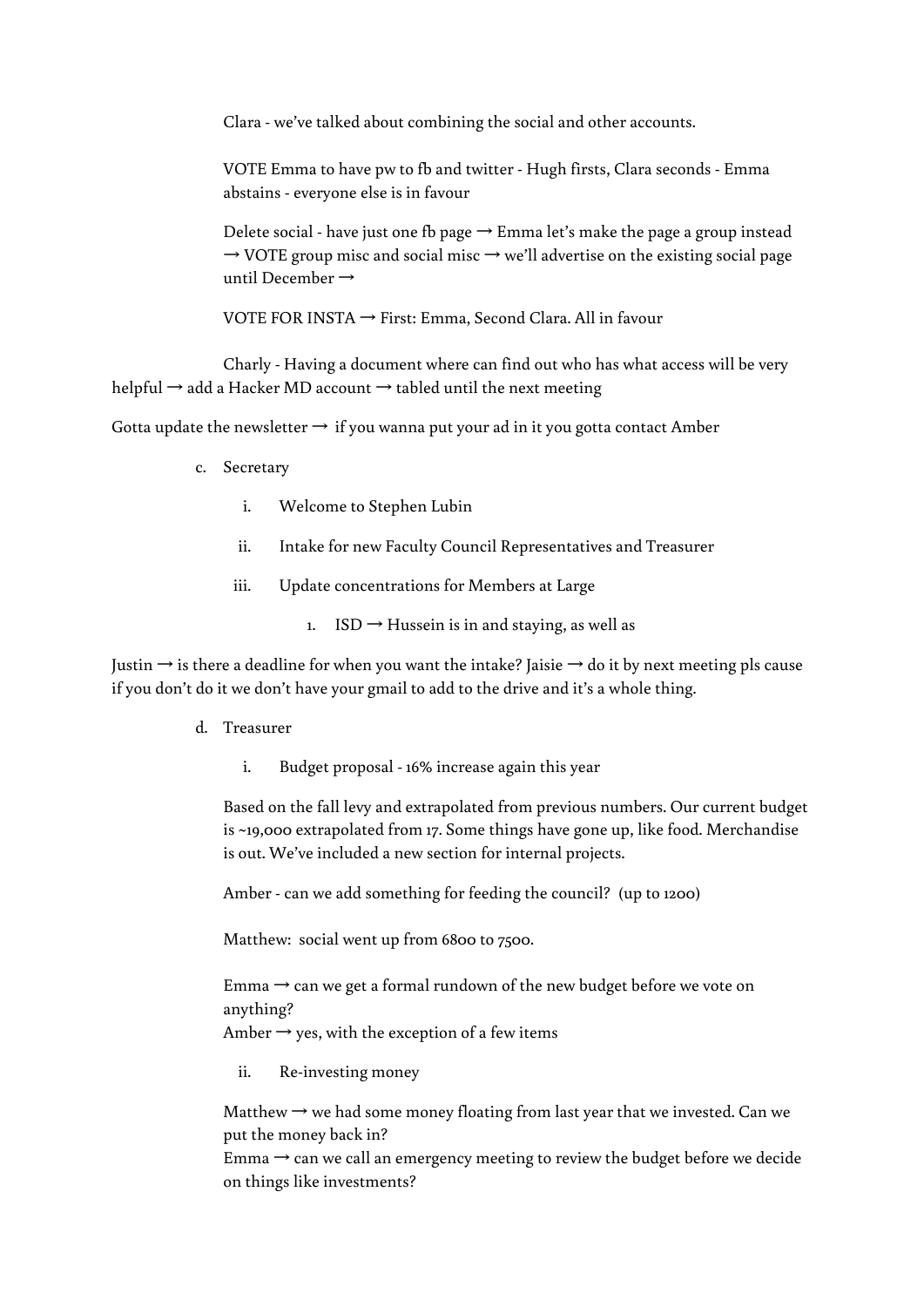Clara - we've talked about combining the social and other accounts.

VOTE Emma to have pw to fb and twitter - Hugh firsts, Clara seconds - Emma abstains - everyone else is in favour

Delete social - have just one fb page → Emma let's make the page a group instead → VOTE group misc and social misc → we'll advertise on the existing social page until December →

VOTE FOR INSTA → First: Emma, Second Clara. All in favour

Charly - Having a document where can find out who has what access will be very helpful → add a Hacker MD account → tabled until the next meeting

Gotta update the newsletter → if you wanna put your ad in it you gotta contact Amber

c. Secretary

   i. Welcome to Stephen Lubin

   ii. Intake for new Faculty Council Representatives and Treasurer

   iii. Update concentrations for Members at Large

      1. ISD → Hussein is in and staying, as well as

Justin → is there a deadline for when you want the intake? Jaisie → do it by next meeting pls cause if you don't do it we don't have your gmail to add to the drive and it's a whole thing.

d. Treasurer

   i. Budget proposal - 16% increase again this year

Based on the fall levy and extrapolated from previous numbers. Our current budget is ~19,000 extrapolated from 17. Some things have gone up, like food. Merchandise is out. We've included a new section for internal projects.

Amber - can we add something for feeding the council? (up to 1200)

Matthew: social went up from 6800 to 7500.

Emma → can we get a formal rundown of the new budget before we vote on anything?
Amber → yes, with the exception of a few items

   ii. Re-investing money

Matthew → we had some money floating from last year that we invested. Can we put the money back in?
Emma → can we call an emergency meeting to review the budget before we decide on things like investments?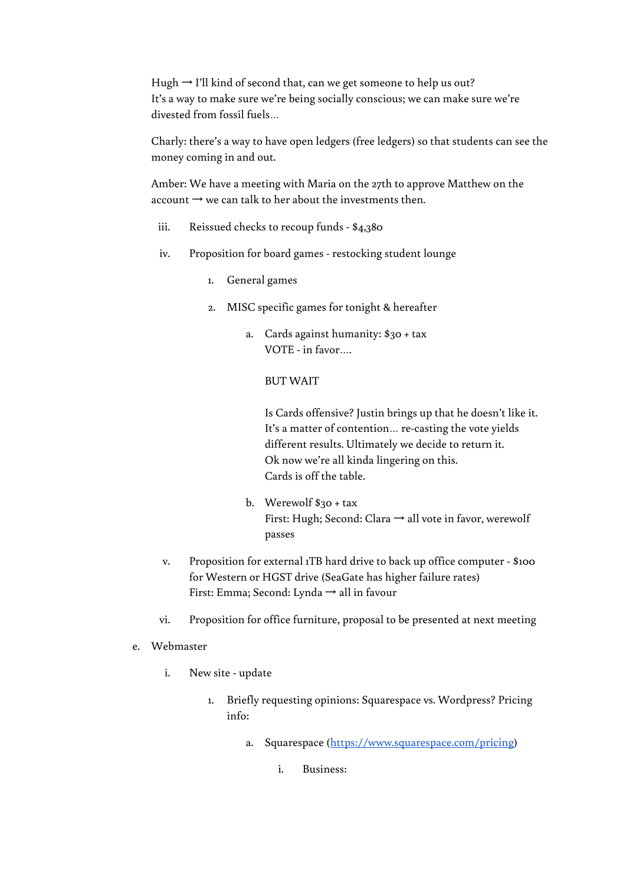Hugh → I'll kind of second that, can we get someone to help us out?
It's a way to make sure we're being socially conscious; we can make sure we're divested from fossil fuels…

Charly: there's a way to have open ledgers (free ledgers) so that students can see the money coming in and out.

Amber: We have a meeting with Maria on the 27th to approve Matthew on the account → we can talk to her about the investments then.

iii. Reissued checks to recoup funds - $4,380

iv. Proposition for board games - restocking student lounge

    1. General games

    2. MISC specific games for tonight & hereafter

        a. Cards against humanity: $30 + tax
        VOTE - in favor….

        BUT WAIT

        Is Cards offensive? Justin brings up that he doesn't like it. It's a matter of contention… re-casting the vote yields different results. Ultimately we decide to return it.
        Ok now we're all kinda lingering on this.
        Cards is off the table.

        b. Werewolf $30 + tax
        First: Hugh; Second: Clara → all vote in favor, werewolf passes

v. Proposition for external 1TB hard drive to back up office computer - $100 for Western or HGST drive (SeaGate has higher failure rates)
First: Emma; Second: Lynda → all in favour

vi. Proposition for office furniture, proposal to be presented at next meeting

e. Webmaster

    i. New site - update

        1. Briefly requesting opinions: Squarespace vs. Wordpress? Pricing info:

            a. Squarespace (https://www.squarespace.com/pricing)

                i. Business: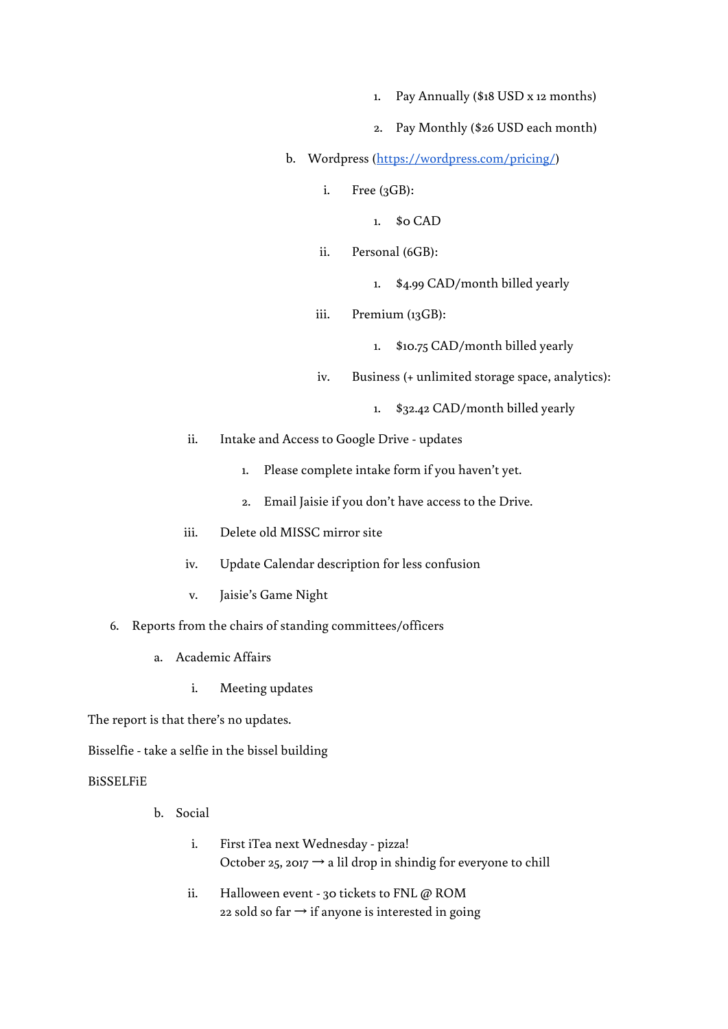1. Pay Annually ($18 USD x 12 months)
            2. Pay Monthly ($26 USD each month)
      b. Wordpress (https://wordpress.com/pricing/)
         i. Free (3GB):
            1. $0 CAD
         ii. Personal (6GB):
            1. $4.99 CAD/month billed yearly
         iii. Premium (13GB):
            1. $10.75 CAD/month billed yearly
         iv. Business (+ unlimited storage space, analytics):
            1. $32.42 CAD/month billed yearly
   ii. Intake and Access to Google Drive - updates
      1. Please complete intake form if you haven't yet.
      2. Email Jaisie if you don't have access to the Drive.
   iii. Delete old MISSC mirror site
   iv. Update Calendar description for less confusion
   v. Jaisie's Game Night

6. Reports from the chairs of standing committees/officers
   a. Academic Affairs
      i. Meeting updates

The report is that there's no updates.

Bisselfie - take a selfie in the bissel building

BiSSELFiE

   b. Social
      i. First iTea next Wednesday - pizza!
         October 25, 2017 → a lil drop in shindig for everyone to chill
      ii. Halloween event - 30 tickets to FNL @ ROM
         22 sold so far → if anyone is interested in going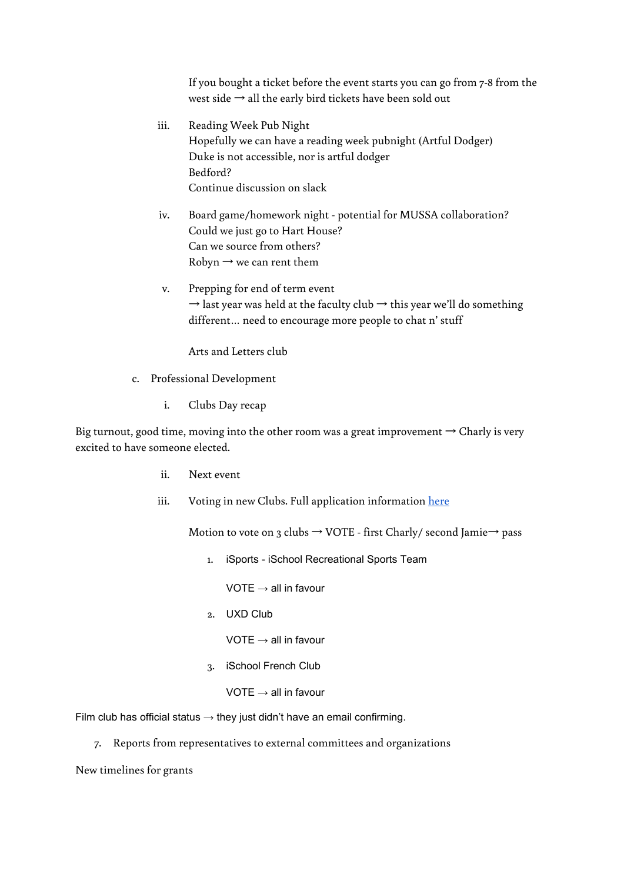If you bought a ticket before the event starts you can go from 7-8 from the west side → all the early bird tickets have been sold out

iii. Reading Week Pub Night
    Hopefully we can have a reading week pubnight (Artful Dodger)
    Duke is not accessible, nor is artful dodger
    Bedford?
    Continue discussion on slack

iv. Board game/homework night - potential for MUSSA collaboration?
    Could we just go to Hart House?
    Can we source from others?
    Robyn → we can rent them

v. Prepping for end of term event
    → last year was held at the faculty club → this year we'll do something different… need to encourage more people to chat n' stuff

    Arts and Letters club

c. Professional Development

    i. Clubs Day recap

Big turnout, good time, moving into the other room was a great improvement → Charly is very excited to have someone elected.

    ii. Next event

    iii. Voting in new Clubs. Full application information [here]

    Motion to vote on 3 clubs → VOTE - first Charly/ second Jamie→ pass

    1. iSports - iSchool Recreational Sports Team

        VOTE → all in favour

    2. UXD Club

        VOTE → all in favour

    3. iSchool French Club

        VOTE → all in favour

Film club has official status → they just didn't have an email confirming.

7. Reports from representatives to external committees and organizations

New timelines for grants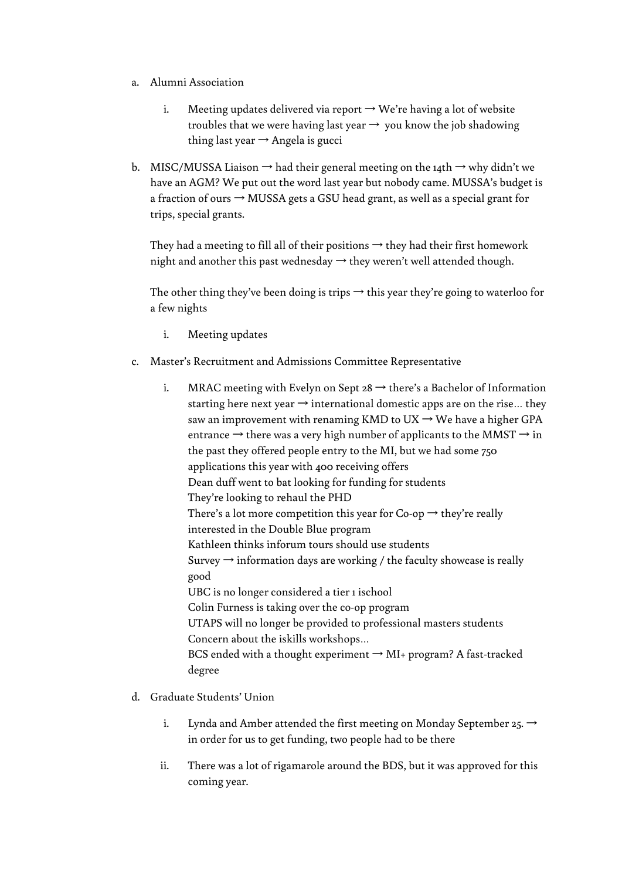a. Alumni Association

    i. Meeting updates delivered via report → We're having a lot of website troubles that we were having last year → you know the job shadowing thing last year → Angela is gucci

b. MISC/MUSSA Liaison → had their general meeting on the 14th → why didn't we have an AGM? We put out the word last year but nobody came. MUSSA's budget is a fraction of ours → MUSSA gets a GSU head grant, as well as a special grant for trips, special grants.

   They had a meeting to fill all of their positions → they had their first homework night and another this past wednesday → they weren't well attended though.

   The other thing they've been doing is trips → this year they're going to waterloo for a few nights

    i. Meeting updates

c. Master's Recruitment and Admissions Committee Representative

    i. MRAC meeting with Evelyn on Sept 28 → there's a Bachelor of Information starting here next year → international domestic apps are on the rise… they saw an improvement with renaming KMD to UX → We have a higher GPA entrance → there was a very high number of applicants to the MMST → in the past they offered people entry to the MI, but we had some 750 applications this year with 400 receiving offers
       Dean duff went to bat looking for funding for students
       They're looking to rehaul the PHD
       There's a lot more competition this year for Co-op → they're really interested in the Double Blue program
       Kathleen thinks inforum tours should use students
       Survey → information days are working / the faculty showcase is really good
       UBC is no longer considered a tier 1 ischool
       Colin Furness is taking over the co-op program
       UTAPS will no longer be provided to professional masters students
       Concern about the iskills workshops…
       BCS ended with a thought experiment → MI+ program? A fast-tracked degree

d. Graduate Students' Union

    i. Lynda and Amber attended the first meeting on Monday September 25. → in order for us to get funding, two people had to be there

    ii. There was a lot of rigamarole around the BDS, but it was approved for this coming year.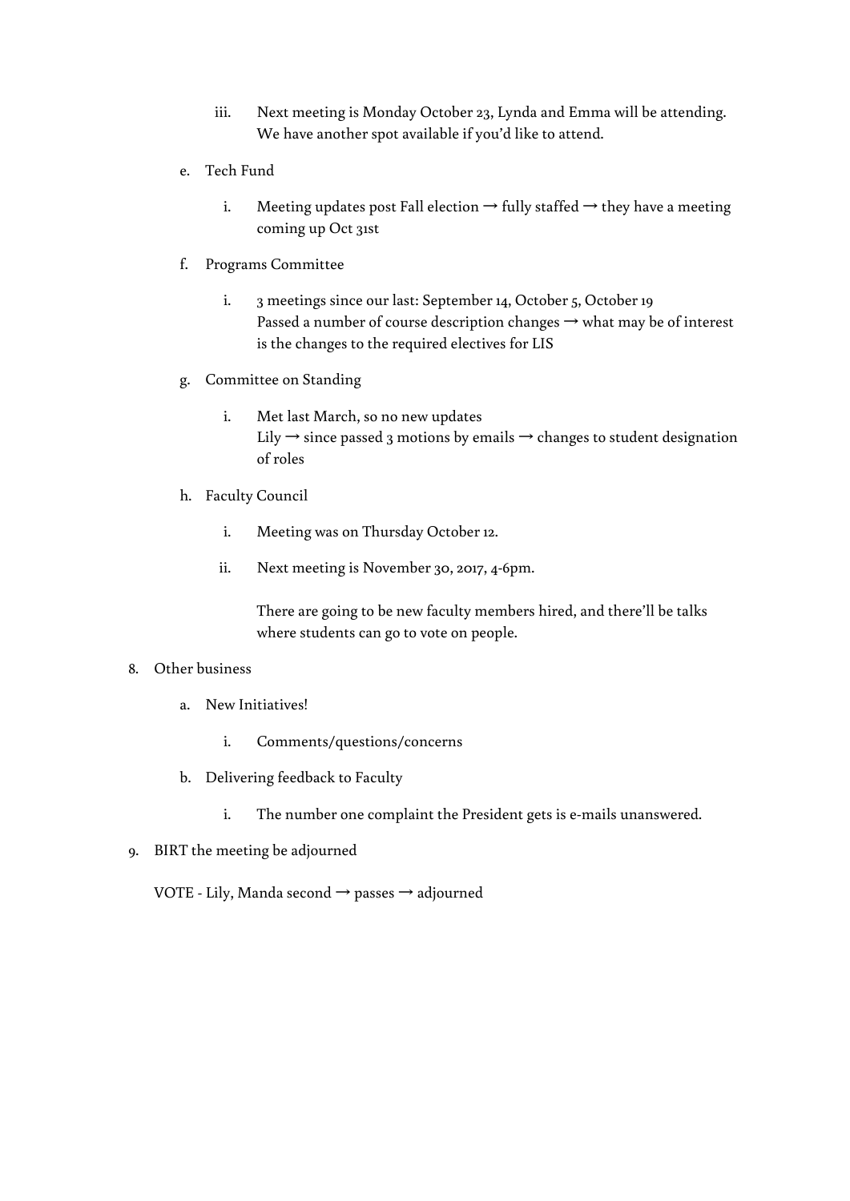iii. Next meeting is Monday October 23, Lynda and Emma will be attending. We have another spot available if you'd like to attend.

e. Tech Fund

   i. Meeting updates post Fall election → fully staffed → they have a meeting coming up Oct 31st

f. Programs Committee

   i. 3 meetings since our last: September 14, October 5, October 19
   Passed a number of course description changes → what may be of interest is the changes to the required electives for LIS

g. Committee on Standing

   i. Met last March, so no new updates
   Lily → since passed 3 motions by emails → changes to student designation of roles

h. Faculty Council

   i. Meeting was on Thursday October 12.

   ii. Next meeting is November 30, 2017, 4-6pm.

   There are going to be new faculty members hired, and there'll be talks where students can go to vote on people.

8. Other business

   a. New Initiatives!

      i. Comments/questions/concerns

   b. Delivering feedback to Faculty

      i. The number one complaint the President gets is e-mails unanswered.

9. BIRT the meeting be adjourned

   VOTE - Lily, Manda second → passes → adjourned